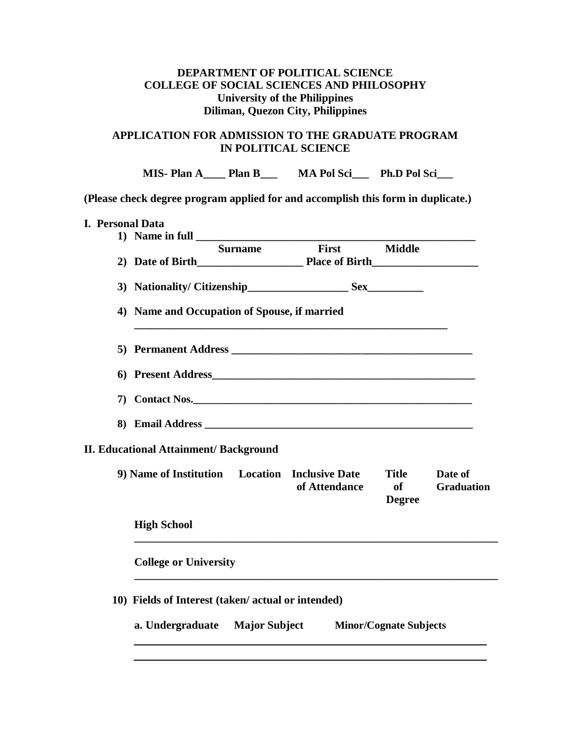**DEPARTMENT OF POLITICAL SCIENCE**
**COLLEGE OF SOCIAL SCIENCES AND PHILOSOPHY**
**University of the Philippines**
**Diliman, Quezon City, Philippines**

**APPLICATION FOR ADMISSION TO THE GRADUATE PROGRAM IN POLITICAL SCIENCE**

**MIS- Plan A____ Plan B___ MA Pol Sci___ Ph.D Pol Sci___**

**(Please check degree program applied for and accomplish this form in duplicate.)**

**I. Personal Data**

1) **Name in full** ________________________________________________
   **Surname First Middle**
2) **Date of Birth**___________________ **Place of Birth**___________________
3) **Nationality/ Citizenship**__________________ **Sex**__________
4) **Name and Occupation of Spouse, if married**
   ____________________________________________________________
5) **Permanent Address** ____________________________________________
6) **Present Address**________________________________________________
7) **Contact Nos.**___________________________________________________
8) **Email Address** _________________________________________________

**II. Educational Attainment/ Background**

9)

| Name of Institution | Location | Inclusive Date of Attendance | Title of Degree | Date of Graduation |
|---|---|---|---|---|
| **High School** | | | | |
| **College or University** | | | | |

10) **Fields of Interest (taken/ actual or intended)**

| a. Undergraduate | Major Subject | Minor/Cognate Subjects |
|---|---|---|
| | | |
| | | |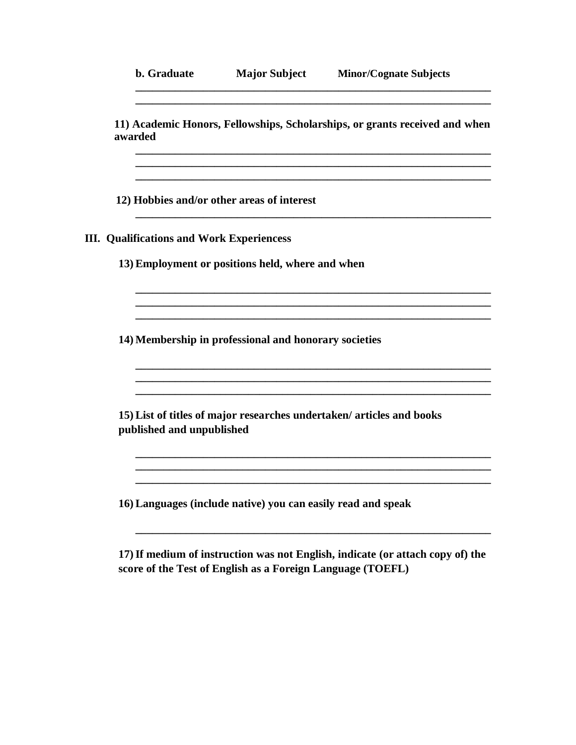**b. Graduate** **Major Subject** **Minor/Cognate Subjects**

______________________________________________________________

______________________________________________________________

**11) Academic Honors, Fellowships, Scholarships, or grants received and when awarded**

______________________________________________________________

______________________________________________________________

______________________________________________________________

**12) Hobbies and/or other areas of interest**

______________________________________________________________

## III. Qualifications and Work Experiencess

**13) Employment or positions held, where and when**

______________________________________________________________

______________________________________________________________

______________________________________________________________

**14) Membership in professional and honorary societies**

______________________________________________________________

______________________________________________________________

______________________________________________________________

**15) List of titles of major researches undertaken/ articles and books published and unpublished**

______________________________________________________________

______________________________________________________________

______________________________________________________________

**16) Languages (include native) you can easily read and speak**

______________________________________________________________

**17) If medium of instruction was not English, indicate (or attach copy of) the score of the Test of English as a Foreign Language (TOEFL)**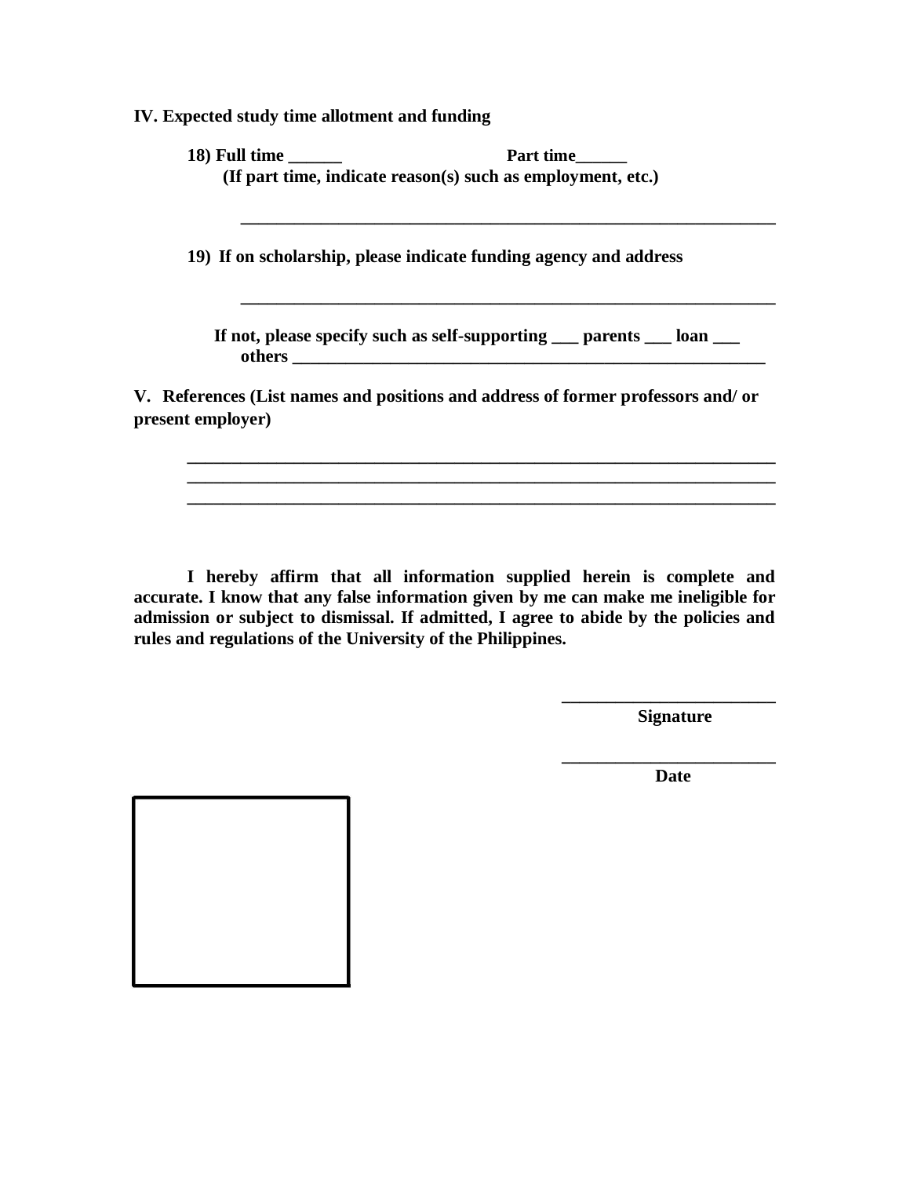**IV. Expected study time allotment and funding**

**18) Full time ______ Part time______**
**(If part time, indicate reason(s) such as employment, etc.)**

**_______________________________________________________________**

**19) If on scholarship, please indicate funding agency and address**

**_______________________________________________________________**

**If not, please specify such as self-supporting ___ parents ___ loan ___ others _______________________________________________________**

**V. References (List names and positions and address of former professors and/ or present employer)**

**_____________________________________________________________________**
**_____________________________________________________________________**
**_____________________________________________________________________**

**I hereby affirm that all information supplied herein is complete and accurate. I know that any false information given by me can make me ineligible for admission or subject to dismissal. If admitted, I agree to abide by the policies and rules and regulations of the University of the Philippines.**

**________________________**
**Signature**

**________________________**
**Date**